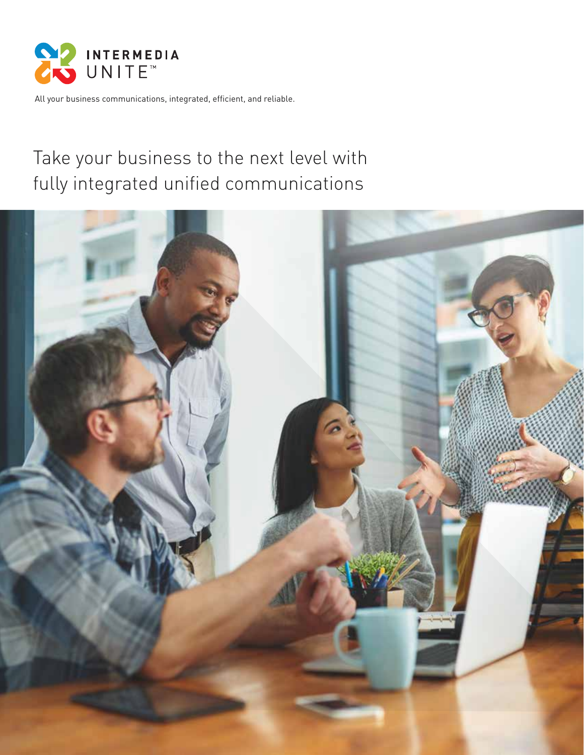INTERMEDIA
UNITE™

All your business communications, integrated, efficient, and reliable.

# Take your business to the next level with fully integrated unified communications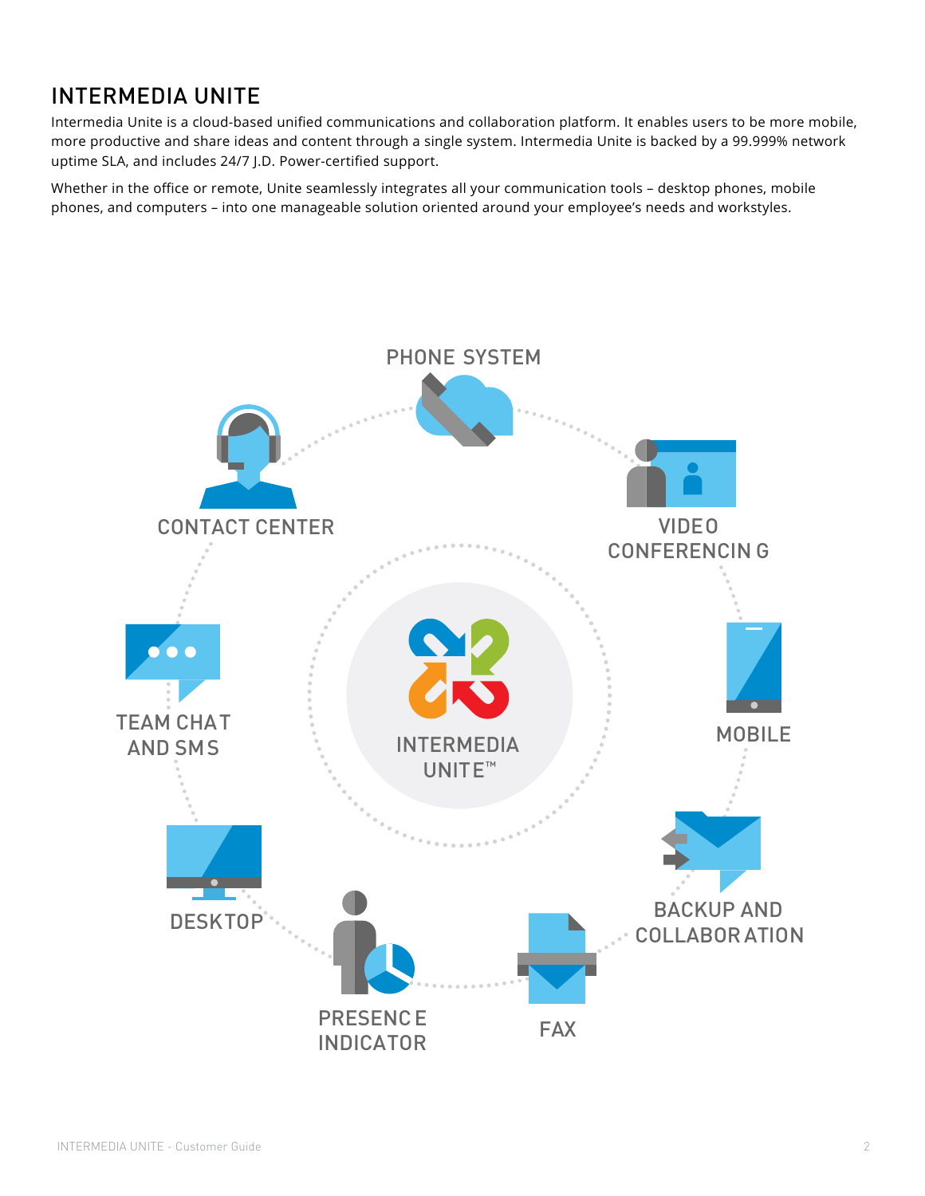# INTERMEDIA UNITE

Intermedia Unite is a cloud-based unified communications and collaboration platform. It enables users to be more mobile, more productive and share ideas and content through a single system. Intermedia Unite is backed by a 99.999% network uptime SLA, and includes 24/7 J.D. Power-certified support.

Whether in the office or remote, Unite seamlessly integrates all your communication tools – desktop phones, mobile phones, and computers – into one manageable solution oriented around your employee's needs and workstyles.

PHONE SYSTEM

VIDEO CONFERENCING

MOBILE

BACKUP AND COLLABORATION

FAX

PRESENCE INDICATOR

DESKTOP

TEAM CHAT AND SMS

CONTACT CENTER

INTERMEDIA UNITE™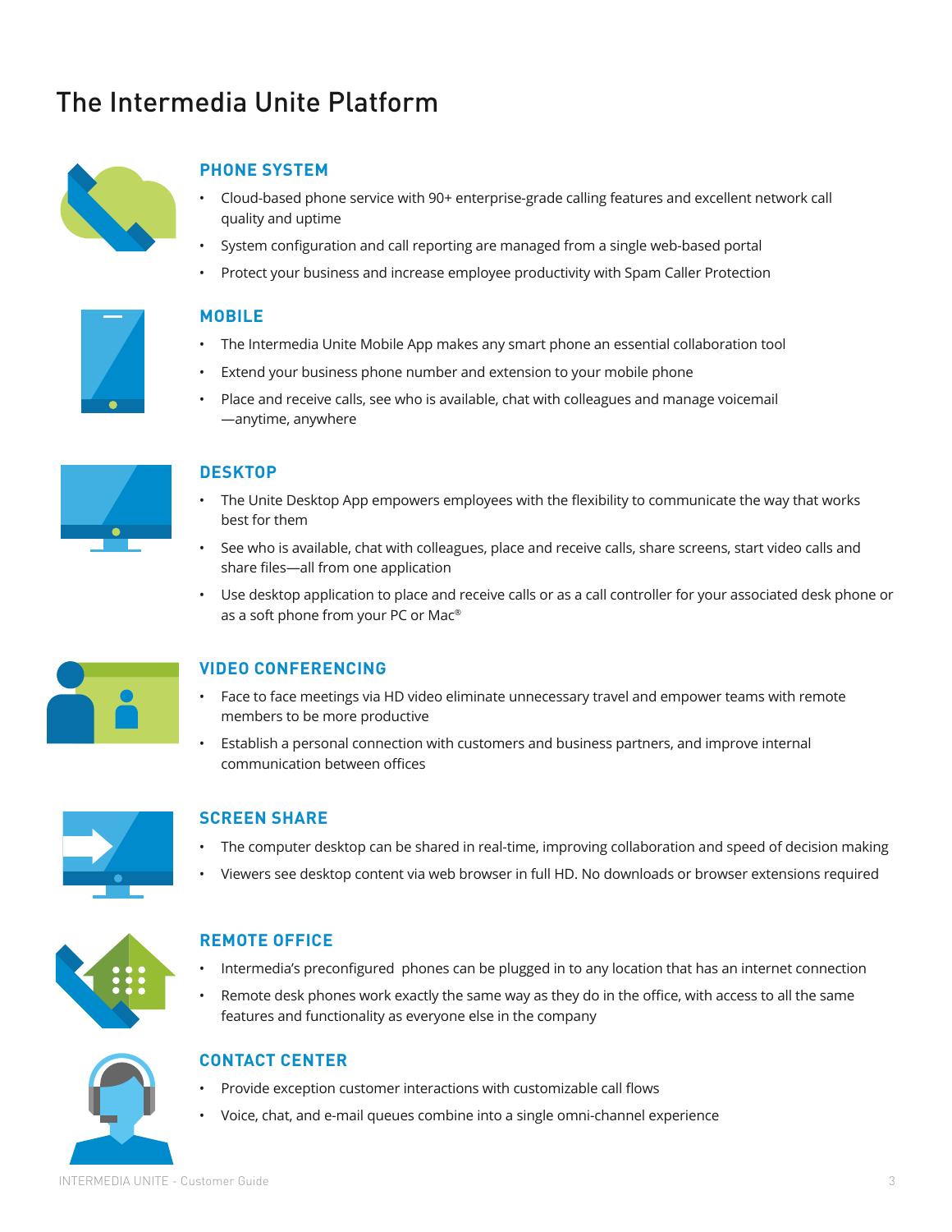# The Intermedia Unite Platform

## PHONE SYSTEM

- Cloud-based phone service with 90+ enterprise-grade calling features and excellent network call quality and uptime
- System configuration and call reporting are managed from a single web-based portal
- Protect your business and increase employee productivity with Spam Caller Protection

## MOBILE

- The Intermedia Unite Mobile App makes any smart phone an essential collaboration tool
- Extend your business phone number and extension to your mobile phone
- Place and receive calls, see who is available, chat with colleagues and manage voicemail —anytime, anywhere

## DESKTOP

- The Unite Desktop App empowers employees with the flexibility to communicate the way that works best for them
- See who is available, chat with colleagues, place and receive calls, share screens, start video calls and share files—all from one application
- Use desktop application to place and receive calls or as a call controller for your associated desk phone or as a soft phone from your PC or Mac®

## VIDEO CONFERENCING

- Face to face meetings via HD video eliminate unnecessary travel and empower teams with remote members to be more productive
- Establish a personal connection with customers and business partners, and improve internal communication between offices

## SCREEN SHARE

- The computer desktop can be shared in real-time, improving collaboration and speed of decision making
- Viewers see desktop content via web browser in full HD. No downloads or browser extensions required

## REMOTE OFFICE

- Intermedia's preconfigured phones can be plugged in to any location that has an internet connection
- Remote desk phones work exactly the same way as they do in the office, with access to all the same features and functionality as everyone else in the company

## CONTACT CENTER

- Provide exception customer interactions with customizable call flows
- Voice, chat, and e-mail queues combine into a single omni-channel experience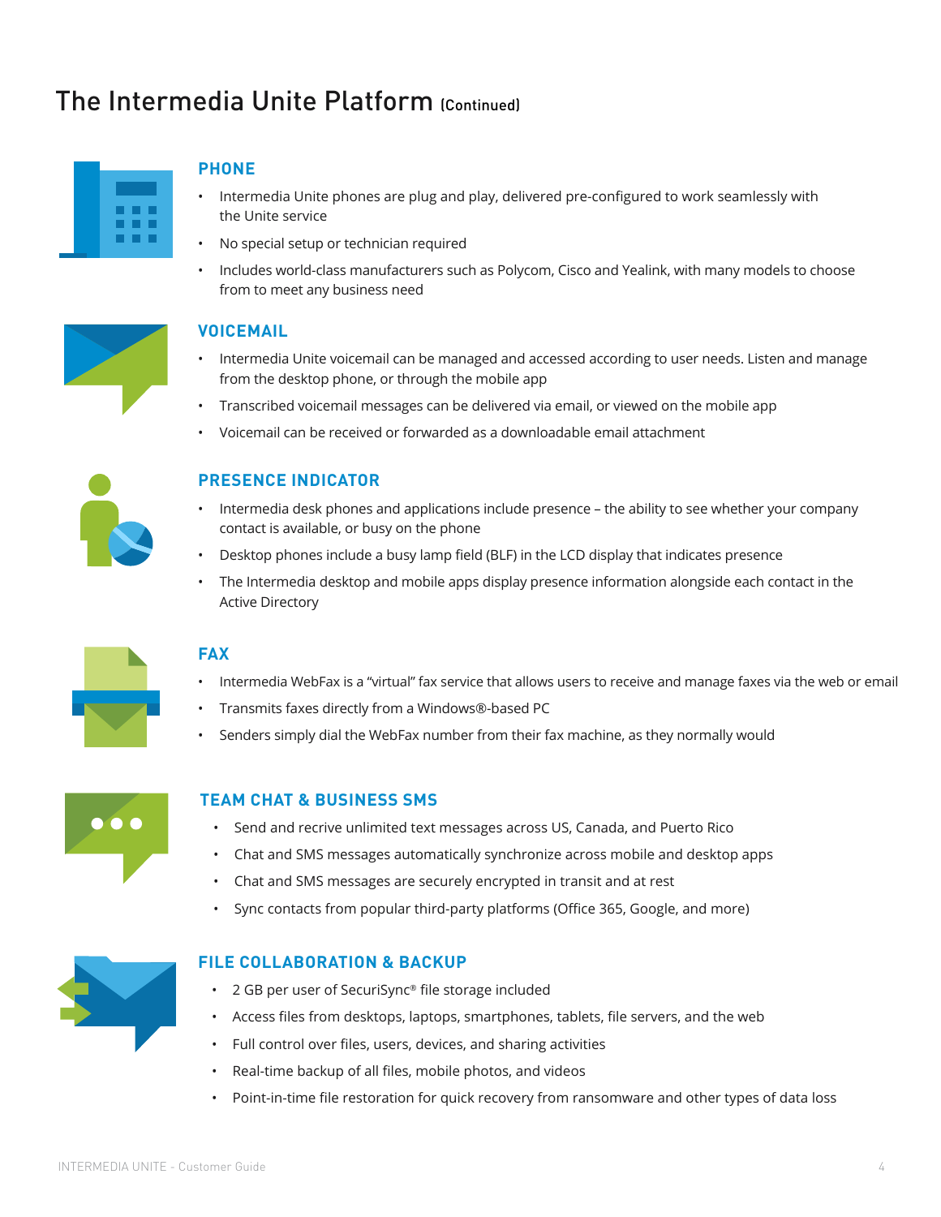# The Intermedia Unite Platform (Continued)

## PHONE

- Intermedia Unite phones are plug and play, delivered pre-configured to work seamlessly with the Unite service
- No special setup or technician required
- Includes world-class manufacturers such as Polycom, Cisco and Yealink, with many models to choose from to meet any business need

## VOICEMAIL

- Intermedia Unite voicemail can be managed and accessed according to user needs. Listen and manage from the desktop phone, or through the mobile app
- Transcribed voicemail messages can be delivered via email, or viewed on the mobile app
- Voicemail can be received or forwarded as a downloadable email attachment

## PRESENCE INDICATOR

- Intermedia desk phones and applications include presence – the ability to see whether your company contact is available, or busy on the phone
- Desktop phones include a busy lamp field (BLF) in the LCD display that indicates presence
- The Intermedia desktop and mobile apps display presence information alongside each contact in the Active Directory

## FAX

- Intermedia WebFax is a "virtual" fax service that allows users to receive and manage faxes via the web or email
- Transmits faxes directly from a Windows®-based PC
- Senders simply dial the WebFax number from their fax machine, as they normally would

## TEAM CHAT & BUSINESS SMS

- Send and recrive unlimited text messages across US, Canada, and Puerto Rico
- Chat and SMS messages automatically synchronize across mobile and desktop apps
- Chat and SMS messages are securely encrypted in transit and at rest
- Sync contacts from popular third-party platforms (Office 365, Google, and more)

## FILE COLLABORATION & BACKUP

- 2 GB per user of SecuriSync® file storage included
- Access files from desktops, laptops, smartphones, tablets, file servers, and the web
- Full control over files, users, devices, and sharing activities
- Real-time backup of all files, mobile photos, and videos
- Point-in-time file restoration for quick recovery from ransomware and other types of data loss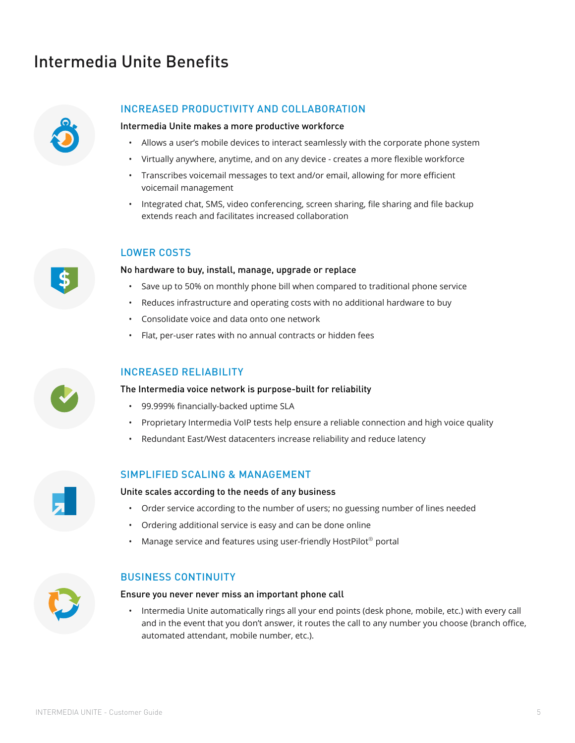# Intermedia Unite Benefits

## INCREASED PRODUCTIVITY AND COLLABORATION

**Intermedia Unite makes a more productive workforce**

- Allows a user's mobile devices to interact seamlessly with the corporate phone system
- Virtually anywhere, anytime, and on any device - creates a more flexible workforce
- Transcribes voicemail messages to text and/or email, allowing for more efficient voicemail management
- Integrated chat, SMS, video conferencing, screen sharing, file sharing and file backup extends reach and facilitates increased collaboration

## LOWER COSTS

**No hardware to buy, install, manage, upgrade or replace**

- Save up to 50% on monthly phone bill when compared to traditional phone service
- Reduces infrastructure and operating costs with no additional hardware to buy
- Consolidate voice and data onto one network
- Flat, per-user rates with no annual contracts or hidden fees

## INCREASED RELIABILITY

**The Intermedia voice network is purpose-built for reliability**

- 99.999% financially-backed uptime SLA
- Proprietary Intermedia VoIP tests help ensure a reliable connection and high voice quality
- Redundant East/West datacenters increase reliability and reduce latency

## SIMPLIFIED SCALING & MANAGEMENT

**Unite scales according to the needs of any business**

- Order service according to the number of users; no guessing number of lines needed
- Ordering additional service is easy and can be done online
- Manage service and features using user-friendly HostPilot® portal

## BUSINESS CONTINUITY

**Ensure you never never miss an important phone call**

- Intermedia Unite automatically rings all your end points (desk phone, mobile, etc.) with every call and in the event that you don't answer, it routes the call to any number you choose (branch office, automated attendant, mobile number, etc.).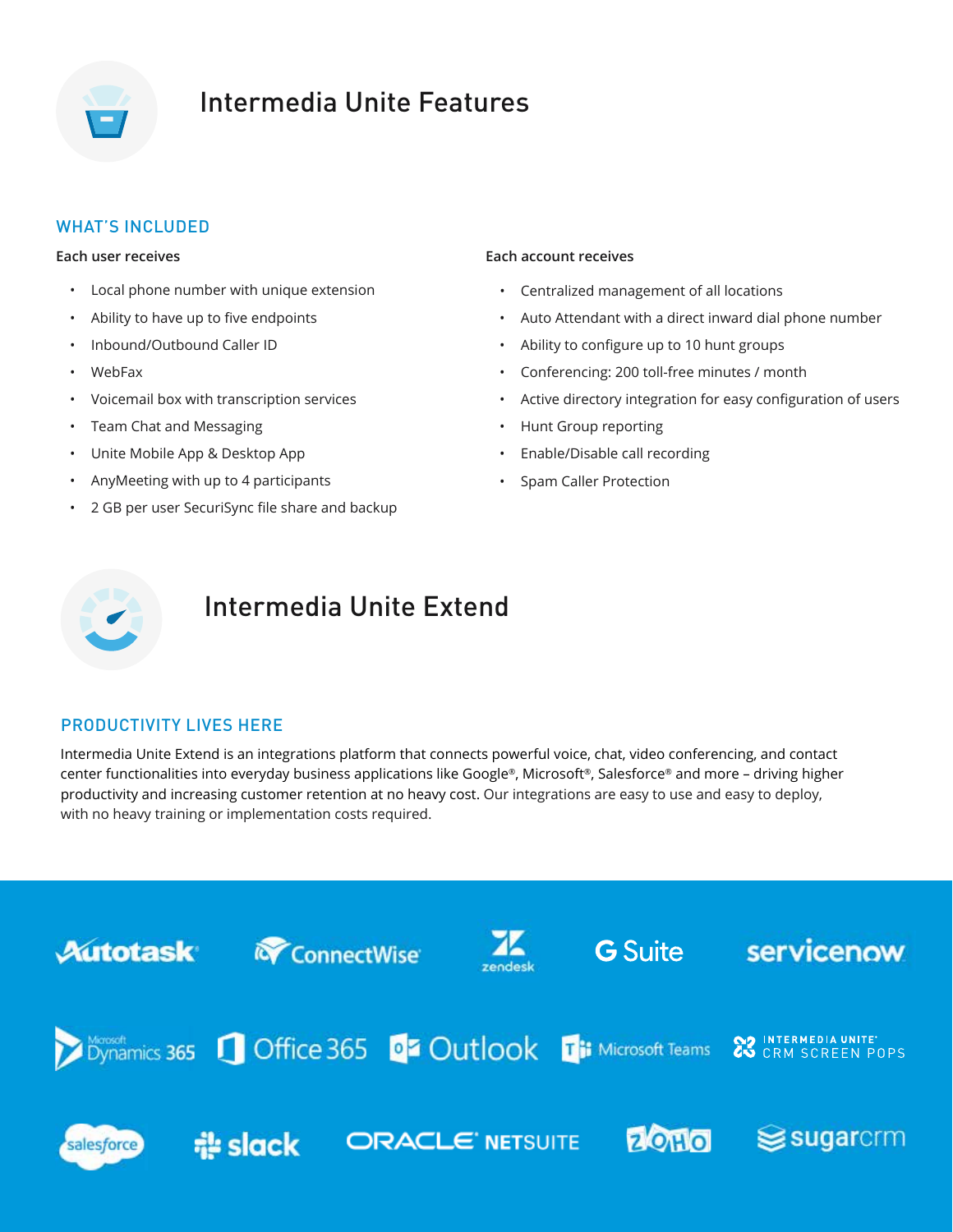# Intermedia Unite Features

## WHAT'S INCLUDED

**Each user receives**

- Local phone number with unique extension
- Ability to have up to five endpoints
- Inbound/Outbound Caller ID
- WebFax
- Voicemail box with transcription services
- Team Chat and Messaging
- Unite Mobile App & Desktop App
- AnyMeeting with up to 4 participants
- 2 GB per user SecuriSync file share and backup

**Each account receives**

- Centralized management of all locations
- Auto Attendant with a direct inward dial phone number
- Ability to configure up to 10 hunt groups
- Conferencing: 200 toll-free minutes / month
- Active directory integration for easy configuration of users
- Hunt Group reporting
- Enable/Disable call recording
- Spam Caller Protection

# Intermedia Unite Extend

## PRODUCTIVITY LIVES HERE

Intermedia Unite Extend is an integrations platform that connects powerful voice, chat, video conferencing, and contact center functionalities into everyday business applications like Google®, Microsoft®, Salesforce® and more – driving higher productivity and increasing customer retention at no heavy cost. Our integrations are easy to use and easy to deploy, with no heavy training or implementation costs required.

Autotask | ConnectWise | zendesk | G Suite | servicenow

Microsoft Dynamics 365 | Office 365 | Outlook | Microsoft Teams | INTERMEDIA UNITE® CRM SCREEN POPS

salesforce | slack | ORACLE NETSUITE | ZOHO | sugarcrm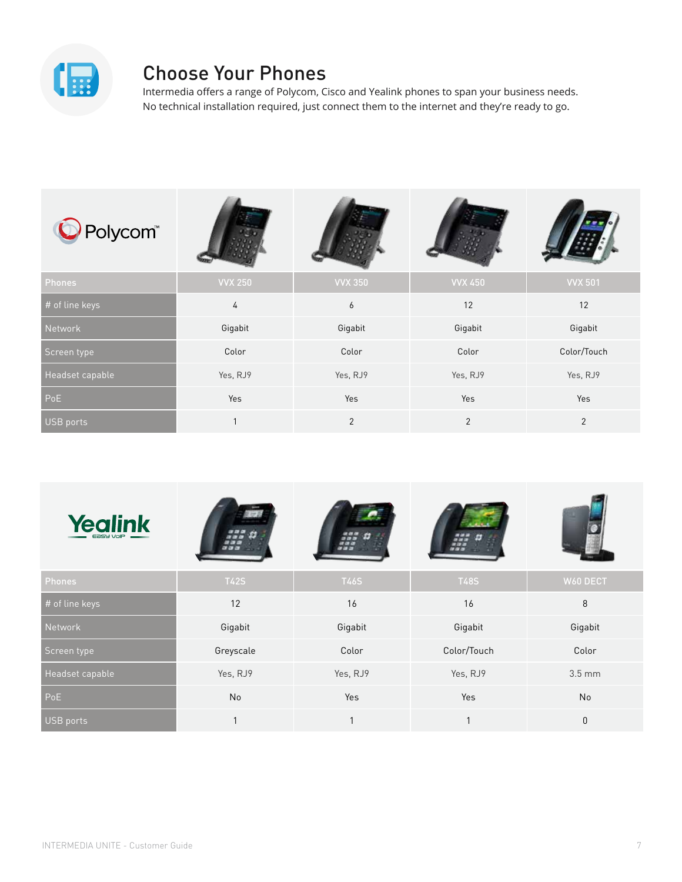## Choose Your Phones

Intermedia offers a range of Polycom, Cisco and Yealink phones to span your business needs. No technical installation required, just connect them to the internet and they're ready to go.

**Polycom**

| Phones | VVX 250 | VVX 350 | VVX 450 | VVX 501 |
|---|---|---|---|---|
| # of line keys | 4 | 6 | 12 | 12 |
| Network | Gigabit | Gigabit | Gigabit | Gigabit |
| Screen type | Color | Color | Color | Color/Touch |
| Headset capable | Yes, RJ9 | Yes, RJ9 | Yes, RJ9 | Yes, RJ9 |
| PoE | Yes | Yes | Yes | Yes |
| USB ports | 1 | 2 | 2 | 2 |

**Yealink**

| Phones | T42S | T46S | T48S | W60 DECT |
|---|---|---|---|---|
| # of line keys | 12 | 16 | 16 | 8 |
| Network | Gigabit | Gigabit | Gigabit | Gigabit |
| Screen type | Greyscale | Color | Color/Touch | Color |
| Headset capable | Yes, RJ9 | Yes, RJ9 | Yes, RJ9 | 3.5 mm |
| PoE | No | Yes | Yes | No |
| USB ports | 1 | 1 | 1 | 0 |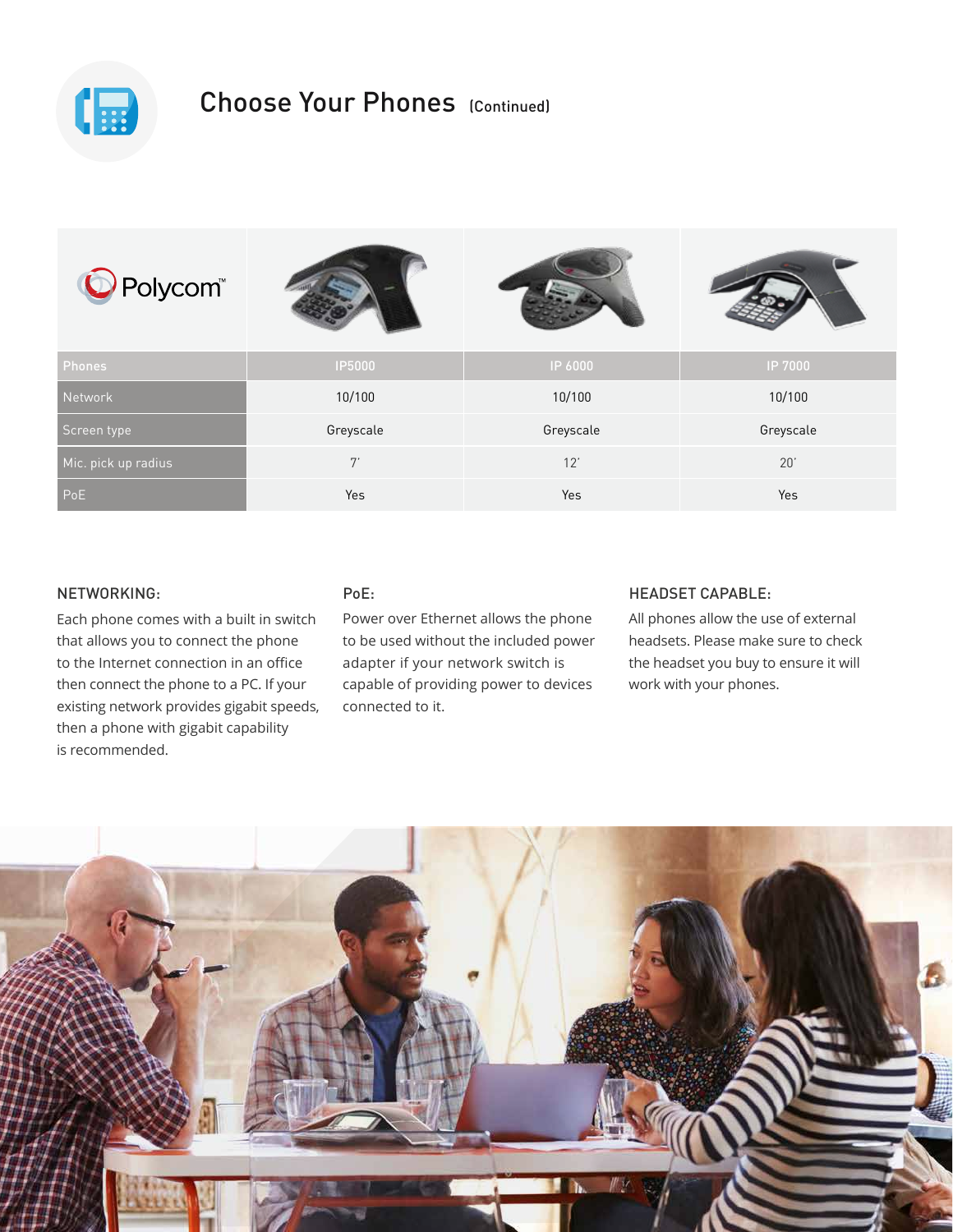# Choose Your Phones (Continued)

| Polycom | | | |
|---|---|---|---|
| Phones | IP5000 | IP 6000 | IP 7000 |
| Network | 10/100 | 10/100 | 10/100 |
| Screen type | Greyscale | Greyscale | Greyscale |
| Mic. pick up radius | 7' | 12' | 20' |
| PoE | Yes | Yes | Yes |

### NETWORKING:

Each phone comes with a built in switch that allows you to connect the phone to the Internet connection in an office then connect the phone to a PC. If your existing network provides gigabit speeds, then a phone with gigabit capability is recommended.

### PoE:

Power over Ethernet allows the phone to be used without the included power adapter if your network switch is capable of providing power to devices connected to it.

### HEADSET CAPABLE:

All phones allow the use of external headsets. Please make sure to check the headset you buy to ensure it will work with your phones.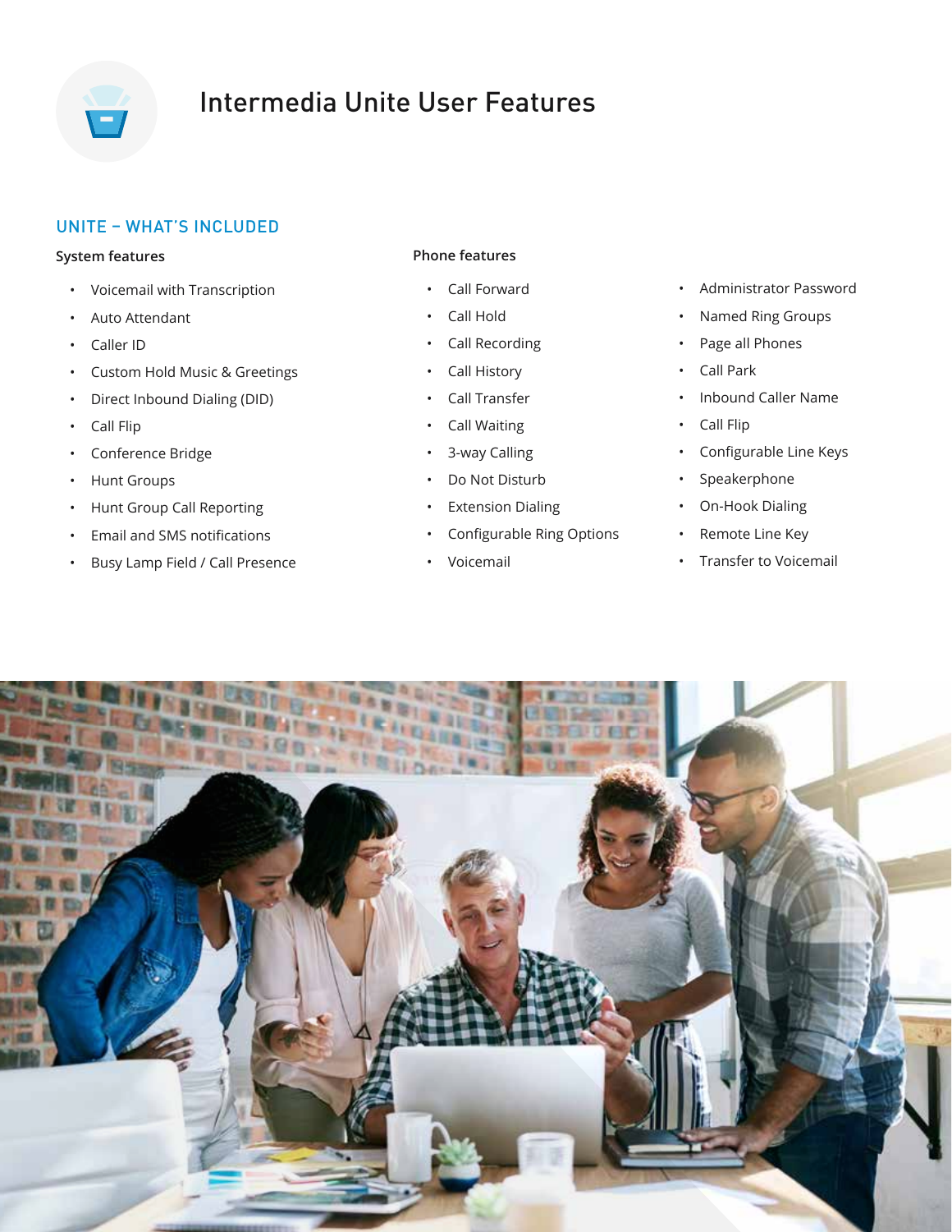# Intermedia Unite User Features

## UNITE – WHAT'S INCLUDED

### System features

- Voicemail with Transcription
- Auto Attendant
- Caller ID
- Custom Hold Music & Greetings
- Direct Inbound Dialing (DID)
- Call Flip
- Conference Bridge
- Hunt Groups
- Hunt Group Call Reporting
- Email and SMS notifications
- Busy Lamp Field / Call Presence

### Phone features

- Call Forward
- Call Hold
- Call Recording
- Call History
- Call Transfer
- Call Waiting
- 3-way Calling
- Do Not Disturb
- Extension Dialing
- Configurable Ring Options
- Voicemail
- Administrator Password
- Named Ring Groups
- Page all Phones
- Call Park
- Inbound Caller Name
- Call Flip
- Configurable Line Keys
- Speakerphone
- On-Hook Dialing
- Remote Line Key
- Transfer to Voicemail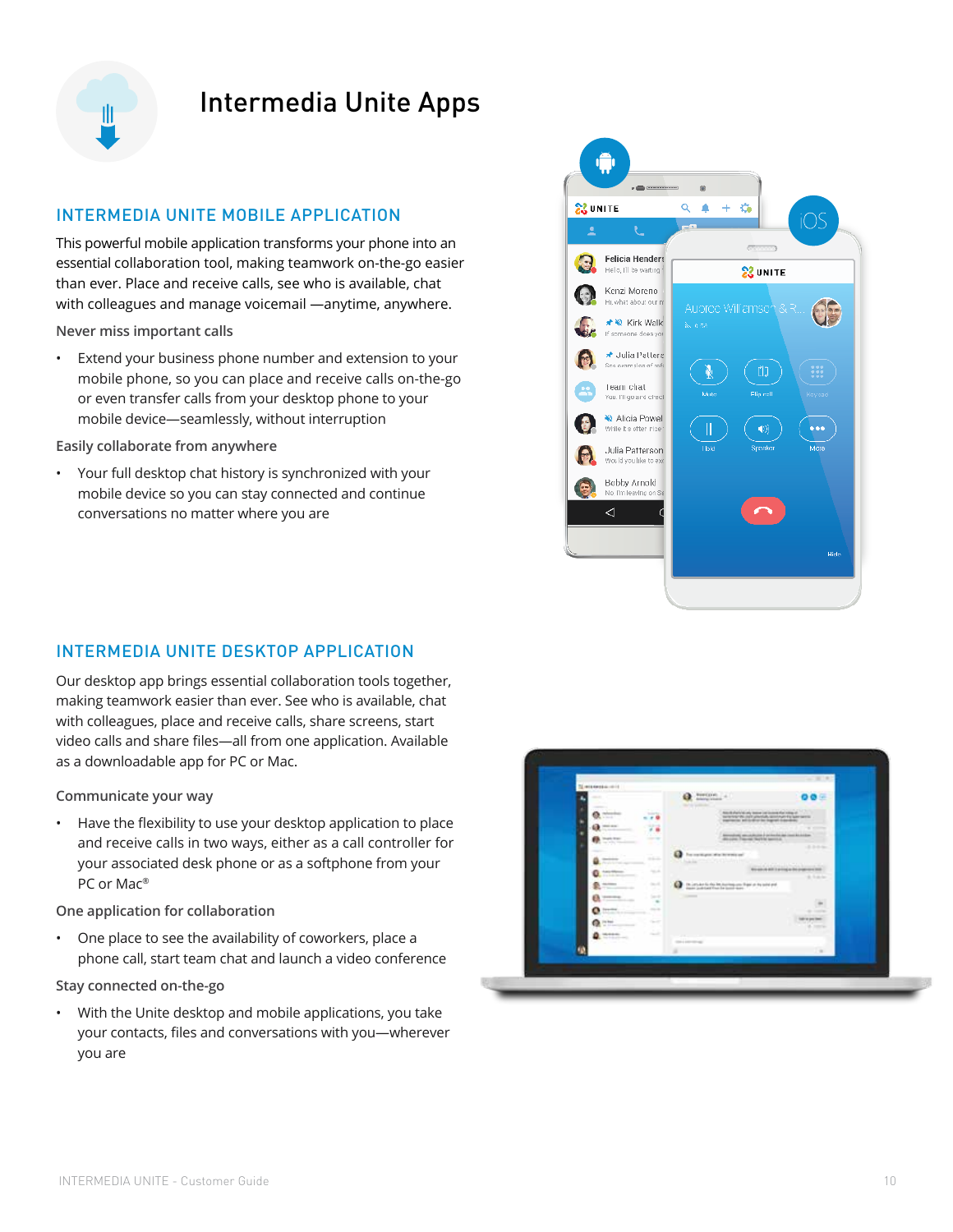# Intermedia Unite Apps

## INTERMEDIA UNITE MOBILE APPLICATION

This powerful mobile application transforms your phone into an essential collaboration tool, making teamwork on-the-go easier than ever. Place and receive calls, see who is available, chat with colleagues and manage voicemail —anytime, anywhere.

**Never miss important calls**

- Extend your business phone number and extension to your mobile phone, so you can place and receive calls on-the-go or even transfer calls from your desktop phone to your mobile device—seamlessly, without interruption

**Easily collaborate from anywhere**

- Your full desktop chat history is synchronized with your mobile device so you can stay connected and continue conversations no matter where you are

## INTERMEDIA UNITE DESKTOP APPLICATION

Our desktop app brings essential collaboration tools together, making teamwork easier than ever. See who is available, chat with colleagues, place and receive calls, share screens, start video calls and share files—all from one application. Available as a downloadable app for PC or Mac.

**Communicate your way**

- Have the flexibility to use your desktop application to place and receive calls in two ways, either as a call controller for your associated desk phone or as a softphone from your PC or Mac®

**One application for collaboration**

- One place to see the availability of coworkers, place a phone call, start team chat and launch a video conference

**Stay connected on-the-go**

- With the Unite desktop and mobile applications, you take your contacts, files and conversations with you—wherever you are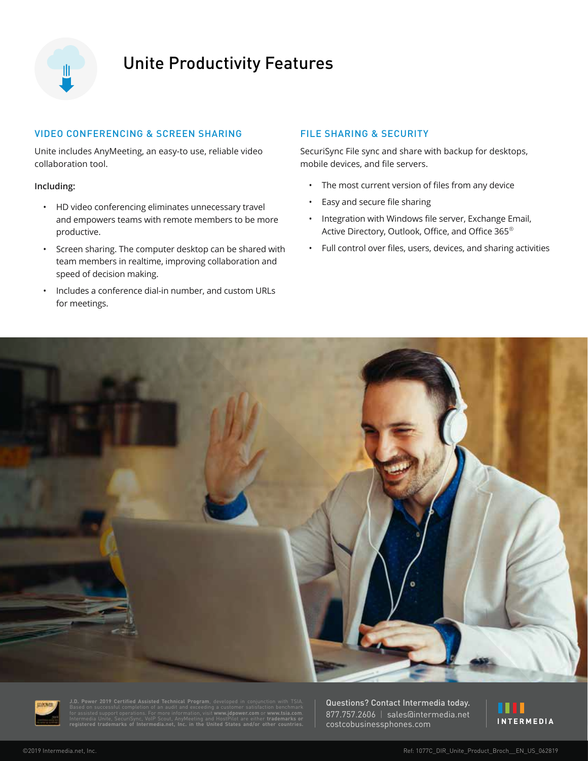# Unite Productivity Features

## VIDEO CONFERENCING & SCREEN SHARING

Unite includes AnyMeeting, an easy-to use, reliable video collaboration tool.

**Including:**

- HD video conferencing eliminates unnecessary travel and empowers teams with remote members to be more productive.
- Screen sharing. The computer desktop can be shared with team members in realtime, improving collaboration and speed of decision making.
- Includes a conference dial-in number, and custom URLs for meetings.

## FILE SHARING & SECURITY

SecuriSync File sync and share with backup for desktops, mobile devices, and file servers.

- The most current version of files from any device
- Easy and secure file sharing
- Integration with Windows file server, Exchange Email, Active Directory, Outlook, Office, and Office 365®
- Full control over files, users, devices, and sharing activities

**J.D. Power 2019 Certified Assisted Technical Program**, developed in conjunction with TSIA. Based on successful completion of an audit and exceeding a customer satisfaction benchmark for assisted support operations. For more information, visit **www.jdpower.com** or **www.tsia.com**. Intermedia Unite, SecuriSync, VoIP Scout, AnyMeeting and HostPilot are either **trademarks or registered trademarks of Intermedia.net, Inc. in the United States and/or other countries.**

Questions? Contact Intermedia today.
877.757.2606 | sales@intermedia.net
costcobusinessphones.com

INTERMEDIA

©2019 Intermedia.net, Inc.

Ref: 1077C_DIR_Unite_Product_Broch__EN_US_062819